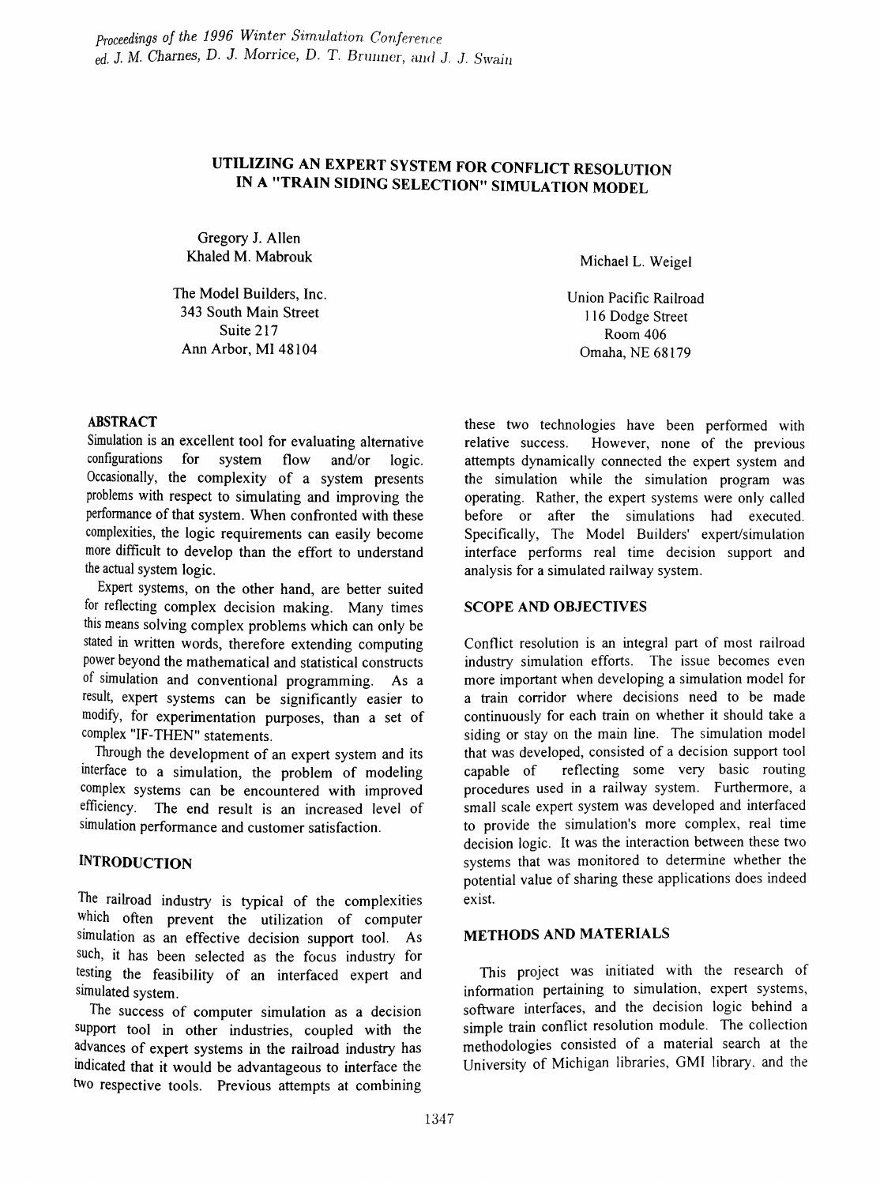# UTILIZING AN EXPERT SYSTEM FOR CONFLICT RESOLUTION IN A "TRAIN SIDING SELECTION" SIMULATION MODEL

Gregory J. Allen
Khaled M. Mabrouk

The Model Builders, Inc.
343 South Main Street
Suite 217
Ann Arbor, MI 48104

Michael L. Weigel

Union Pacific Railroad
116 Dodge Street
Room 406
Omaha, NE 68179

## ABSTRACT

Simulation is an excellent tool for evaluating alternative configurations for system flow and/or logic. Occasionally, the complexity of a system presents problems with respect to simulating and improving the performance of that system. When confronted with these complexities, the logic requirements can easily become more difficult to develop than the effort to understand the actual system logic.

Expert systems, on the other hand, are better suited for reflecting complex decision making. Many times this means solving complex problems which can only be stated in written words, therefore extending computing power beyond the mathematical and statistical constructs of simulation and conventional programming. As a result, expert systems can be significantly easier to modify, for experimentation purposes, than a set of complex "IF-THEN" statements.

Through the development of an expert system and its interface to a simulation, the problem of modeling complex systems can be encountered with improved efficiency. The end result is an increased level of simulation performance and customer satisfaction.

## INTRODUCTION

The railroad industry is typical of the complexities which often prevent the utilization of computer simulation as an effective decision support tool. As such, it has been selected as the focus industry for testing the feasibility of an interfaced expert and simulated system.

The success of computer simulation as a decision support tool in other industries, coupled with the advances of expert systems in the railroad industry has indicated that it would be advantageous to interface the two respective tools. Previous attempts at combining these two technologies have been performed with relative success. However, none of the previous attempts dynamically connected the expert system and the simulation while the simulation program was operating. Rather, the expert systems were only called before or after the simulations had executed. Specifically, The Model Builders' expert/simulation interface performs real time decision support and analysis for a simulated railway system.

## SCOPE AND OBJECTIVES

Conflict resolution is an integral part of most railroad industry simulation efforts. The issue becomes even more important when developing a simulation model for a train corridor where decisions need to be made continuously for each train on whether it should take a siding or stay on the main line. The simulation model that was developed, consisted of a decision support tool capable of reflecting some very basic routing procedures used in a railway system. Furthermore, a small scale expert system was developed and interfaced to provide the simulation's more complex, real time decision logic. It was the interaction between these two systems that was monitored to determine whether the potential value of sharing these applications does indeed exist.

## METHODS AND MATERIALS

This project was initiated with the research of information pertaining to simulation, expert systems, software interfaces, and the decision logic behind a simple train conflict resolution module. The collection methodologies consisted of a material search at the University of Michigan libraries, GMI library, and the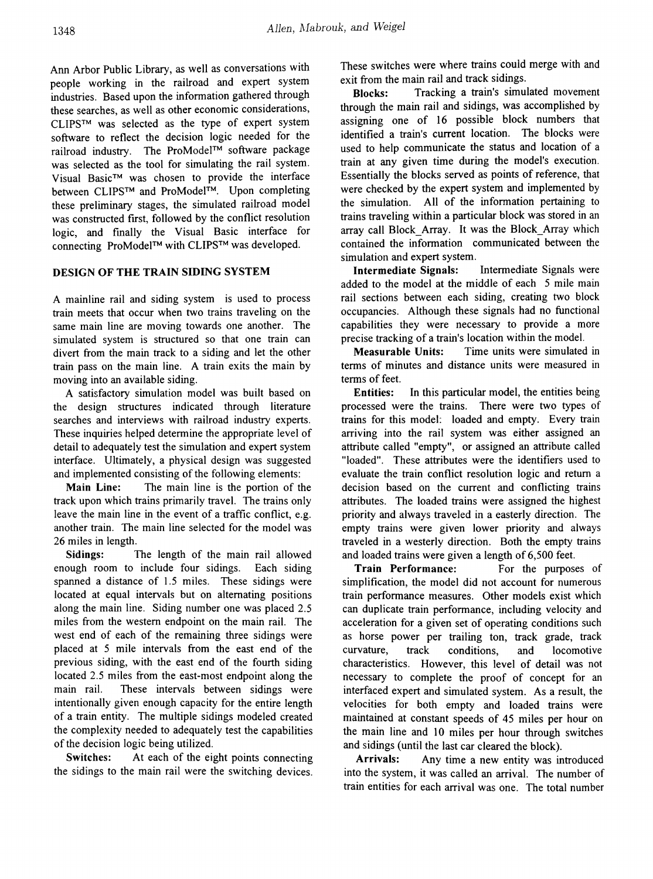Ann Arbor Public Library, as well as conversations with people working in the railroad and expert system industries. Based upon the information gathered through these searches, as well as other economic considerations, CLIPS™ was selected as the type of expert system software to reflect the decision logic needed for the railroad industry. The ProModel™ software package was selected as the tool for simulating the rail system. Visual Basic™ was chosen to provide the interface between CLIPS™ and ProModel™. Upon completing these preliminary stages, the simulated railroad model was constructed first, followed by the conflict resolution logic, and finally the Visual Basic interface for connecting ProModel™ with CLIPS™ was developed.

## DESIGN OF THE TRAIN SIDING SYSTEM

A mainline rail and siding system is used to process train meets that occur when two trains traveling on the same main line are moving towards one another. The simulated system is structured so that one train can divert from the main track to a siding and let the other train pass on the main line. A train exits the main by moving into an available siding.

A satisfactory simulation model was built based on the design structures indicated through literature searches and interviews with railroad industry experts. These inquiries helped determine the appropriate level of detail to adequately test the simulation and expert system interface. Ultimately, a physical design was suggested and implemented consisting of the following elements:

**Main Line:** The main line is the portion of the track upon which trains primarily travel. The trains only leave the main line in the event of a traffic conflict, e.g. another train. The main line selected for the model was 26 miles in length.

**Sidings:** The length of the main rail allowed enough room to include four sidings. Each siding spanned a distance of 1.5 miles. These sidings were located at equal intervals but on alternating positions along the main line. Siding number one was placed 2.5 miles from the western endpoint on the main rail. The west end of each of the remaining three sidings were placed at 5 mile intervals from the east end of the previous siding, with the east end of the fourth siding located 2.5 miles from the east-most endpoint along the main rail. These intervals between sidings were intentionally given enough capacity for the entire length of a train entity. The multiple sidings modeled created the complexity needed to adequately test the capabilities of the decision logic being utilized.

**Switches:** At each of the eight points connecting the sidings to the main rail were the switching devices. These switches were where trains could merge with and exit from the main rail and track sidings.

**Blocks:** Tracking a train's simulated movement through the main rail and sidings, was accomplished by assigning one of 16 possible block numbers that identified a train's current location. The blocks were used to help communicate the status and location of a train at any given time during the model's execution. Essentially the blocks served as points of reference, that were checked by the expert system and implemented by the simulation. All of the information pertaining to trains traveling within a particular block was stored in an array call Block_Array. It was the Block_Array which contained the information communicated between the simulation and expert system.

**Intermediate Signals:** Intermediate Signals were added to the model at the middle of each 5 mile main rail sections between each siding, creating two block occupancies. Although these signals had no functional capabilities they were necessary to provide a more precise tracking of a train's location within the model.

**Measurable Units:** Time units were simulated in terms of minutes and distance units were measured in terms of feet.

**Entities:** In this particular model, the entities being processed were the trains. There were two types of trains for this model: loaded and empty. Every train arriving into the rail system was either assigned an attribute called "empty", or assigned an attribute called "loaded". These attributes were the identifiers used to evaluate the train conflict resolution logic and return a decision based on the current and conflicting trains attributes. The loaded trains were assigned the highest priority and always traveled in a easterly direction. The empty trains were given lower priority and always traveled in a westerly direction. Both the empty trains and loaded trains were given a length of 6,500 feet.

**Train Performance:** For the purposes of simplification, the model did not account for numerous train performance measures. Other models exist which can duplicate train performance, including velocity and acceleration for a given set of operating conditions such as horse power per trailing ton, track grade, track curvature, track conditions, and locomotive characteristics. However, this level of detail was not necessary to complete the proof of concept for an interfaced expert and simulated system. As a result, the velocities for both empty and loaded trains were maintained at constant speeds of 45 miles per hour on the main line and 10 miles per hour through switches and sidings (until the last car cleared the block).

**Arrivals:** Any time a new entity was introduced into the system, it was called an arrival. The number of train entities for each arrival was one. The total number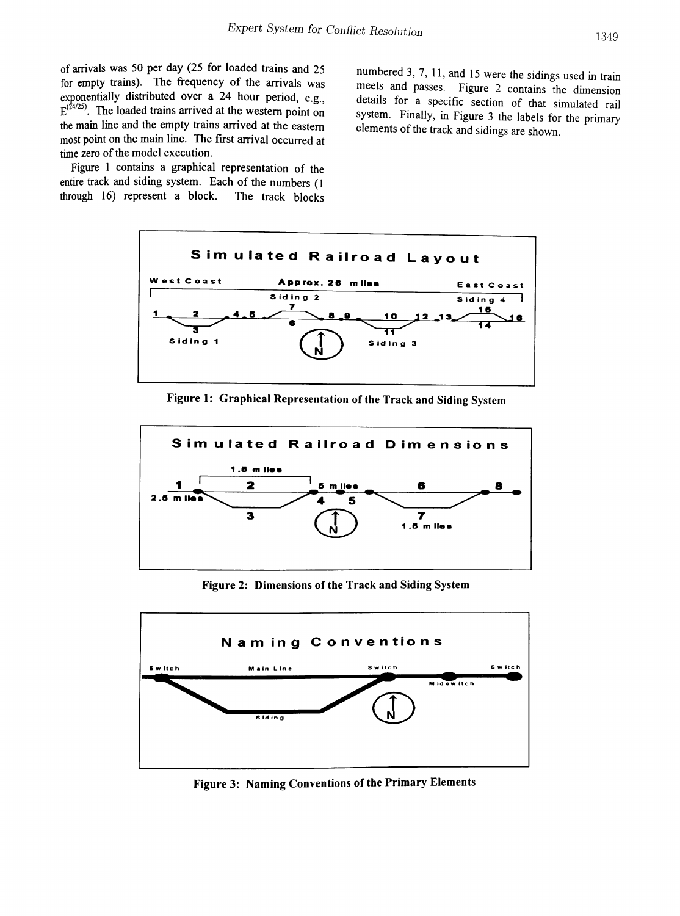of arrivals was 50 per day (25 for loaded trains and 25 for empty trains). The frequency of the arrivals was exponentially distributed over a 24 hour period, e.g., $E^{(24/25)}$. The loaded trains arrived at the western point on the main line and the empty trains arrived at the eastern most point on the main line. The first arrival occurred at time zero of the model execution.

Figure 1 contains a graphical representation of the entire track and siding system. Each of the numbers (1 through 16) represent a block. The track blocks numbered 3, 7, 11, and 15 were the sidings used in train meets and passes. Figure 2 contains the dimension details for a specific section of that simulated rail system. Finally, in Figure 3 the labels for the primary elements of the track and sidings are shown.

**Figure 1: Graphical Representation of the Track and Siding System**

**Figure 2: Dimensions of the Track and Siding System**

**Figure 3: Naming Conventions of the Primary Elements**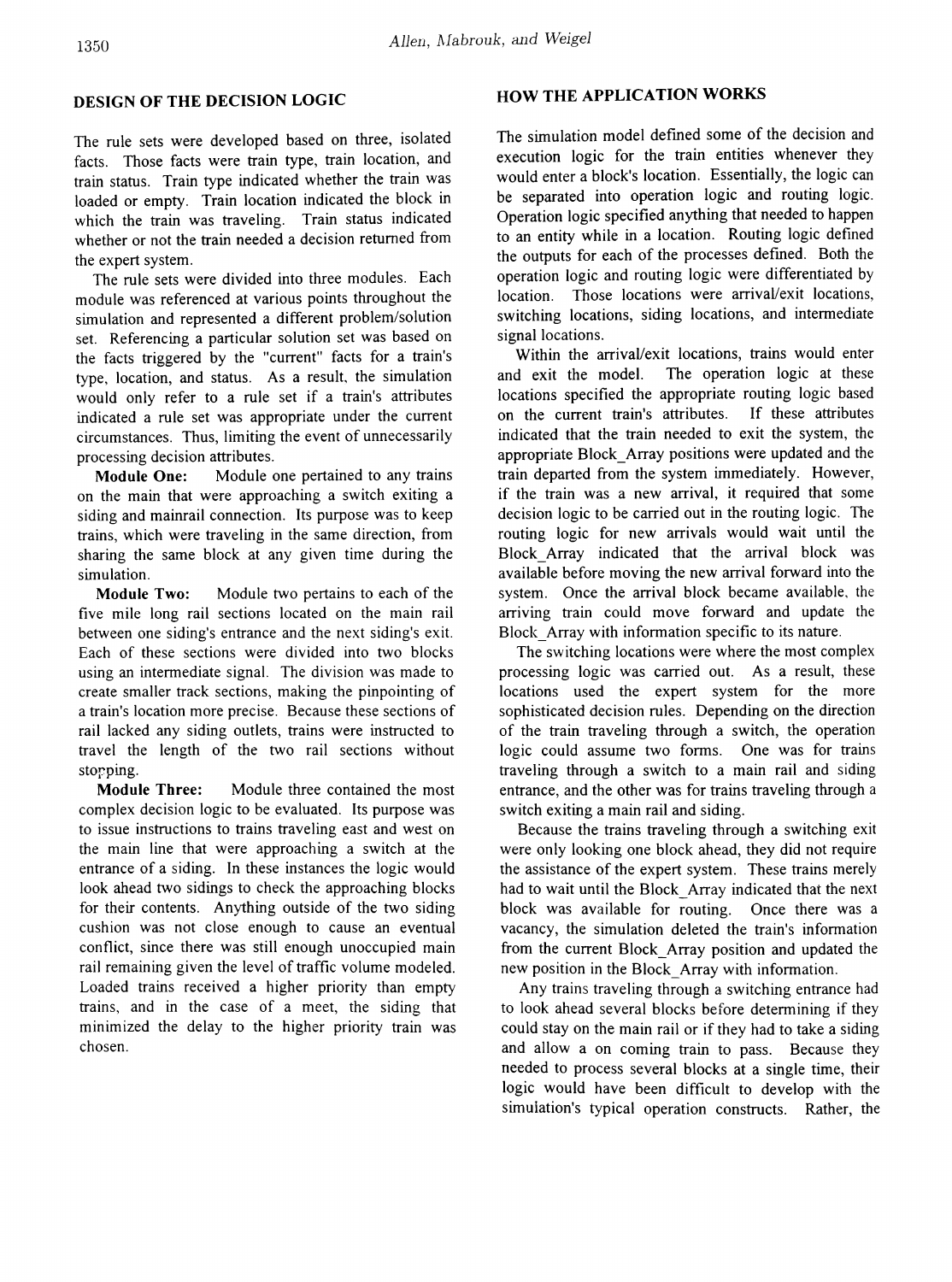## DESIGN OF THE DECISION LOGIC

The rule sets were developed based on three, isolated facts. Those facts were train type, train location, and train status. Train type indicated whether the train was loaded or empty. Train location indicated the block in which the train was traveling. Train status indicated whether or not the train needed a decision returned from the expert system.

The rule sets were divided into three modules. Each module was referenced at various points throughout the simulation and represented a different problem/solution set. Referencing a particular solution set was based on the facts triggered by the "current" facts for a train's type, location, and status. As a result, the simulation would only refer to a rule set if a train's attributes indicated a rule set was appropriate under the current circumstances. Thus, limiting the event of unnecessarily processing decision attributes.

**Module One:** Module one pertained to any trains on the main that were approaching a switch exiting a siding and mainrail connection. Its purpose was to keep trains, which were traveling in the same direction, from sharing the same block at any given time during the simulation.

**Module Two:** Module two pertains to each of the five mile long rail sections located on the main rail between one siding's entrance and the next siding's exit. Each of these sections were divided into two blocks using an intermediate signal. The division was made to create smaller track sections, making the pinpointing of a train's location more precise. Because these sections of rail lacked any siding outlets, trains were instructed to travel the length of the two rail sections without stopping.

**Module Three:** Module three contained the most complex decision logic to be evaluated. Its purpose was to issue instructions to trains traveling east and west on the main line that were approaching a switch at the entrance of a siding. In these instances the logic would look ahead two sidings to check the approaching blocks for their contents. Anything outside of the two siding cushion was not close enough to cause an eventual conflict, since there was still enough unoccupied main rail remaining given the level of traffic volume modeled. Loaded trains received a higher priority than empty trains, and in the case of a meet, the siding that minimized the delay to the higher priority train was chosen.

## HOW THE APPLICATION WORKS

The simulation model defined some of the decision and execution logic for the train entities whenever they would enter a block's location. Essentially, the logic can be separated into operation logic and routing logic. Operation logic specified anything that needed to happen to an entity while in a location. Routing logic defined the outputs for each of the processes defined. Both the operation logic and routing logic were differentiated by location. Those locations were arrival/exit locations, switching locations, siding locations, and intermediate signal locations.

Within the arrival/exit locations, trains would enter and exit the model. The operation logic at these locations specified the appropriate routing logic based on the current train's attributes. If these attributes indicated that the train needed to exit the system, the appropriate Block_Array positions were updated and the train departed from the system immediately. However, if the train was a new arrival, it required that some decision logic to be carried out in the routing logic. The routing logic for new arrivals would wait until the Block_Array indicated that the arrival block was available before moving the new arrival forward into the system. Once the arrival block became available, the arriving train could move forward and update the Block_Array with information specific to its nature.

The switching locations were where the most complex processing logic was carried out. As a result, these locations used the expert system for the more sophisticated decision rules. Depending on the direction of the train traveling through a switch, the operation logic could assume two forms. One was for trains traveling through a switch to a main rail and siding entrance, and the other was for trains traveling through a switch exiting a main rail and siding.

Because the trains traveling through a switching exit were only looking one block ahead, they did not require the assistance of the expert system. These trains merely had to wait until the Block_Array indicated that the next block was available for routing. Once there was a vacancy, the simulation deleted the train's information from the current Block_Array position and updated the new position in the Block_Array with information.

Any trains traveling through a switching entrance had to look ahead several blocks before determining if they could stay on the main rail or if they had to take a siding and allow a on coming train to pass. Because they needed to process several blocks at a single time, their logic would have been difficult to develop with the simulation's typical operation constructs. Rather, the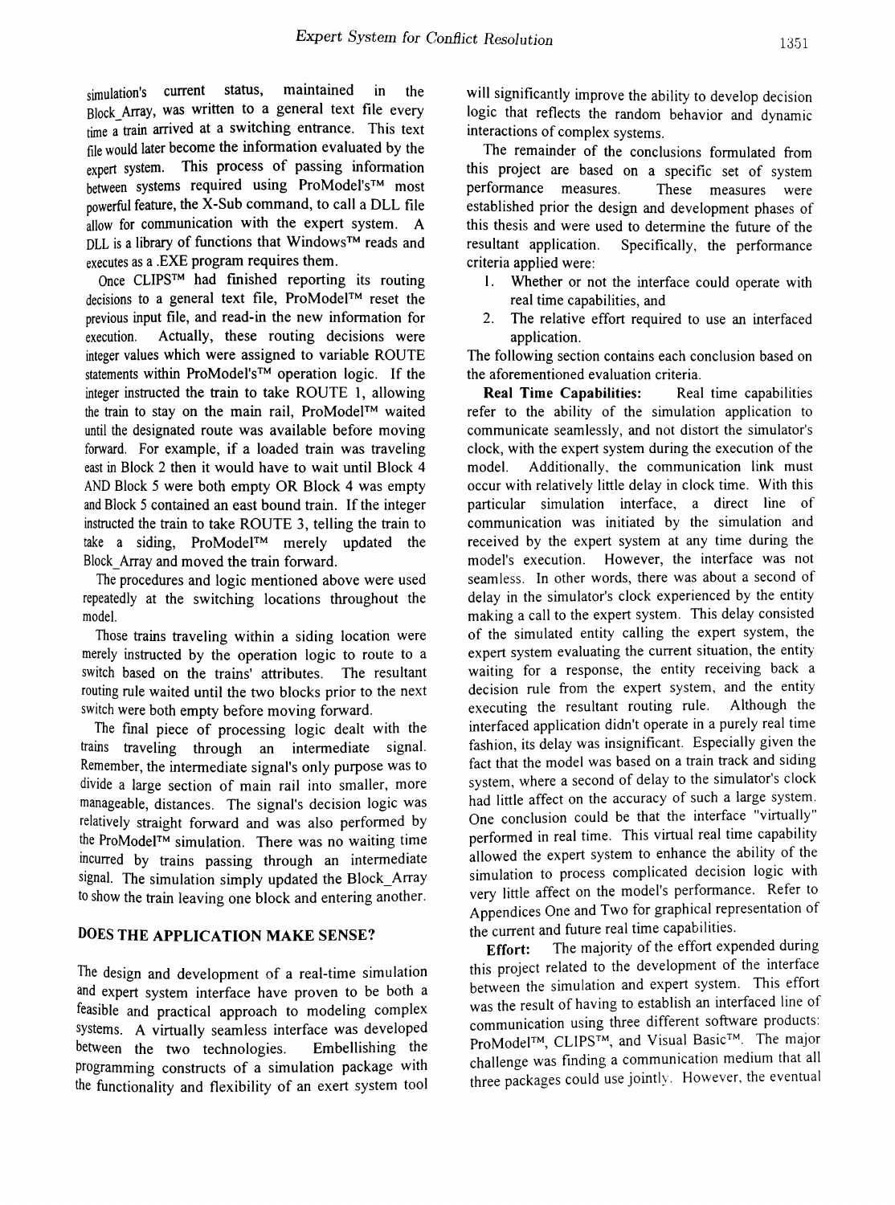simulation's current status, maintained in the Block_Array, was written to a general text file every time a train arrived at a switching entrance. This text file would later become the information evaluated by the expert system. This process of passing information between systems required using ProModel's™ most powerful feature, the X-Sub command, to call a DLL file allow for communication with the expert system. A DLL is a library of functions that Windows™ reads and executes as a .EXE program requires them.

Once CLIPS™ had finished reporting its routing decisions to a general text file, ProModel™ reset the previous input file, and read-in the new information for execution. Actually, these routing decisions were integer values which were assigned to variable ROUTE statements within ProModel's™ operation logic. If the integer instructed the train to take ROUTE 1, allowing the train to stay on the main rail, ProModel™ waited until the designated route was available before moving forward. For example, if a loaded train was traveling east in Block 2 then it would have to wait until Block 4 AND Block 5 were both empty OR Block 4 was empty and Block 5 contained an east bound train. If the integer instructed the train to take ROUTE 3, telling the train to take a siding, ProModel™ merely updated the Block_Array and moved the train forward.

The procedures and logic mentioned above were used repeatedly at the switching locations throughout the model.

Those trains traveling within a siding location were merely instructed by the operation logic to route to a switch based on the trains' attributes. The resultant routing rule waited until the two blocks prior to the next switch were both empty before moving forward.

The final piece of processing logic dealt with the trains traveling through an intermediate signal. Remember, the intermediate signal's only purpose was to divide a large section of main rail into smaller, more manageable, distances. The signal's decision logic was relatively straight forward and was also performed by the ProModel™ simulation. There was no waiting time incurred by trains passing through an intermediate signal. The simulation simply updated the Block_Array to show the train leaving one block and entering another.

## DOES THE APPLICATION MAKE SENSE?

The design and development of a real-time simulation and expert system interface have proven to be both a feasible and practical approach to modeling complex systems. A virtually seamless interface was developed between the two technologies. Embellishing the programming constructs of a simulation package with the functionality and flexibility of an exert system tool will significantly improve the ability to develop decision logic that reflects the random behavior and dynamic interactions of complex systems.

The remainder of the conclusions formulated from this project are based on a specific set of system performance measures. These measures were established prior the design and development phases of this thesis and were used to determine the future of the resultant application. Specifically, the performance criteria applied were:

1. Whether or not the interface could operate with real time capabilities, and
2. The relative effort required to use an interfaced application.

The following section contains each conclusion based on the aforementioned evaluation criteria.

**Real Time Capabilities:** Real time capabilities refer to the ability of the simulation application to communicate seamlessly, and not distort the simulator's clock, with the expert system during the execution of the model. Additionally, the communication link must occur with relatively little delay in clock time. With this particular simulation interface, a direct line of communication was initiated by the simulation and received by the expert system at any time during the model's execution. However, the interface was not seamless. In other words, there was about a second of delay in the simulator's clock experienced by the entity making a call to the expert system. This delay consisted of the simulated entity calling the expert system, the expert system evaluating the current situation, the entity waiting for a response, the entity receiving back a decision rule from the expert system, and the entity executing the resultant routing rule. Although the interfaced application didn't operate in a purely real time fashion, its delay was insignificant. Especially given the fact that the model was based on a train track and siding system, where a second of delay to the simulator's clock had little affect on the accuracy of such a large system. One conclusion could be that the interface "virtually" performed in real time. This virtual real time capability allowed the expert system to enhance the ability of the simulation to process complicated decision logic with very little affect on the model's performance. Refer to Appendices One and Two for graphical representation of the current and future real time capabilities.

**Effort:** The majority of the effort expended during this project related to the development of the interface between the simulation and expert system. This effort was the result of having to establish an interfaced line of communication using three different software products: ProModel™, CLIPS™, and Visual Basic™. The major challenge was finding a communication medium that all three packages could use jointly. However, the eventual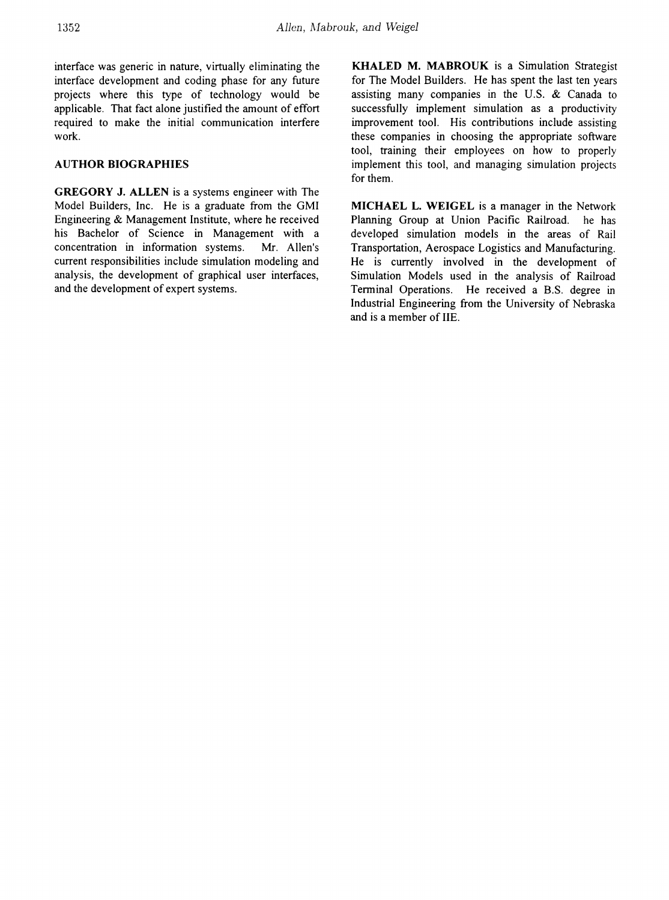interface was generic in nature, virtually eliminating the interface development and coding phase for any future projects where this type of technology would be applicable. That fact alone justified the amount of effort required to make the initial communication interfere work.

## AUTHOR BIOGRAPHIES

**GREGORY J. ALLEN** is a systems engineer with The Model Builders, Inc. He is a graduate from the GMI Engineering & Management Institute, where he received his Bachelor of Science in Management with a concentration in information systems. Mr. Allen's current responsibilities include simulation modeling and analysis, the development of graphical user interfaces, and the development of expert systems.

**KHALED M. MABROUK** is a Simulation Strategist for The Model Builders. He has spent the last ten years assisting many companies in the U.S. & Canada to successfully implement simulation as a productivity improvement tool. His contributions include assisting these companies in choosing the appropriate software tool, training their employees on how to properly implement this tool, and managing simulation projects for them.

**MICHAEL L. WEIGEL** is a manager in the Network Planning Group at Union Pacific Railroad. he has developed simulation models in the areas of Rail Transportation, Aerospace Logistics and Manufacturing. He is currently involved in the development of Simulation Models used in the analysis of Railroad Terminal Operations. He received a B.S. degree in Industrial Engineering from the University of Nebraska and is a member of IIE.